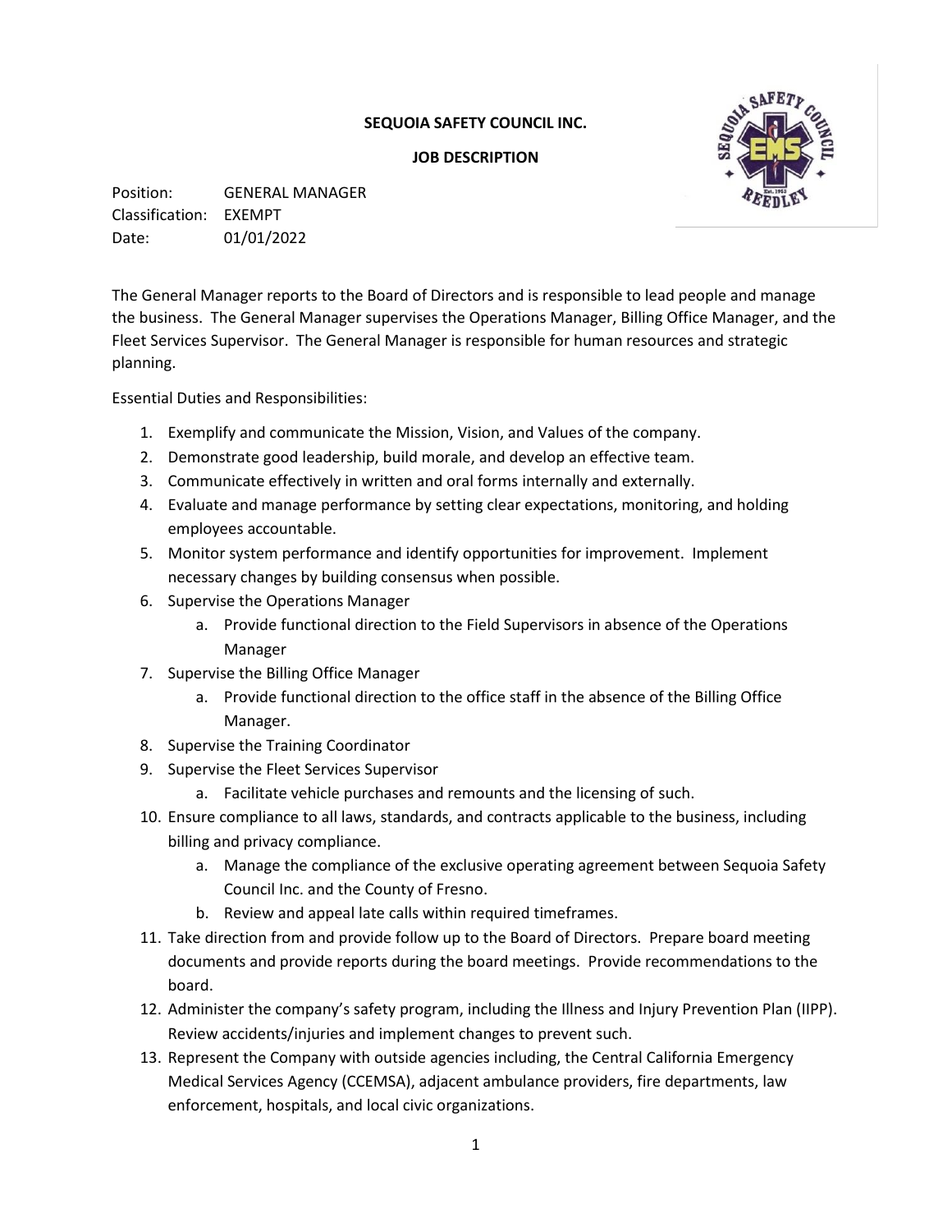**SEQUOIA SAFETY COUNCIL INC.**

**JOB DESCRIPTION**

Position: GENERAL MANAGER
Classification: EXEMPT
Date: 01/01/2022

The General Manager reports to the Board of Directors and is responsible to lead people and manage the business. The General Manager supervises the Operations Manager, Billing Office Manager, and the Fleet Services Supervisor. The General Manager is responsible for human resources and strategic planning.

Essential Duties and Responsibilities:

1. Exemplify and communicate the Mission, Vision, and Values of the company.
2. Demonstrate good leadership, build morale, and develop an effective team.
3. Communicate effectively in written and oral forms internally and externally.
4. Evaluate and manage performance by setting clear expectations, monitoring, and holding employees accountable.
5. Monitor system performance and identify opportunities for improvement. Implement necessary changes by building consensus when possible.
6. Supervise the Operations Manager
   a. Provide functional direction to the Field Supervisors in absence of the Operations Manager
7. Supervise the Billing Office Manager
   a. Provide functional direction to the office staff in the absence of the Billing Office Manager.
8. Supervise the Training Coordinator
9. Supervise the Fleet Services Supervisor
   a. Facilitate vehicle purchases and remounts and the licensing of such.
10. Ensure compliance to all laws, standards, and contracts applicable to the business, including billing and privacy compliance.
    a. Manage the compliance of the exclusive operating agreement between Sequoia Safety Council Inc. and the County of Fresno.
    b. Review and appeal late calls within required timeframes.
11. Take direction from and provide follow up to the Board of Directors. Prepare board meeting documents and provide reports during the board meetings. Provide recommendations to the board.
12. Administer the company's safety program, including the Illness and Injury Prevention Plan (IIPP). Review accidents/injuries and implement changes to prevent such.
13. Represent the Company with outside agencies including, the Central California Emergency Medical Services Agency (CCEMSA), adjacent ambulance providers, fire departments, law enforcement, hospitals, and local civic organizations.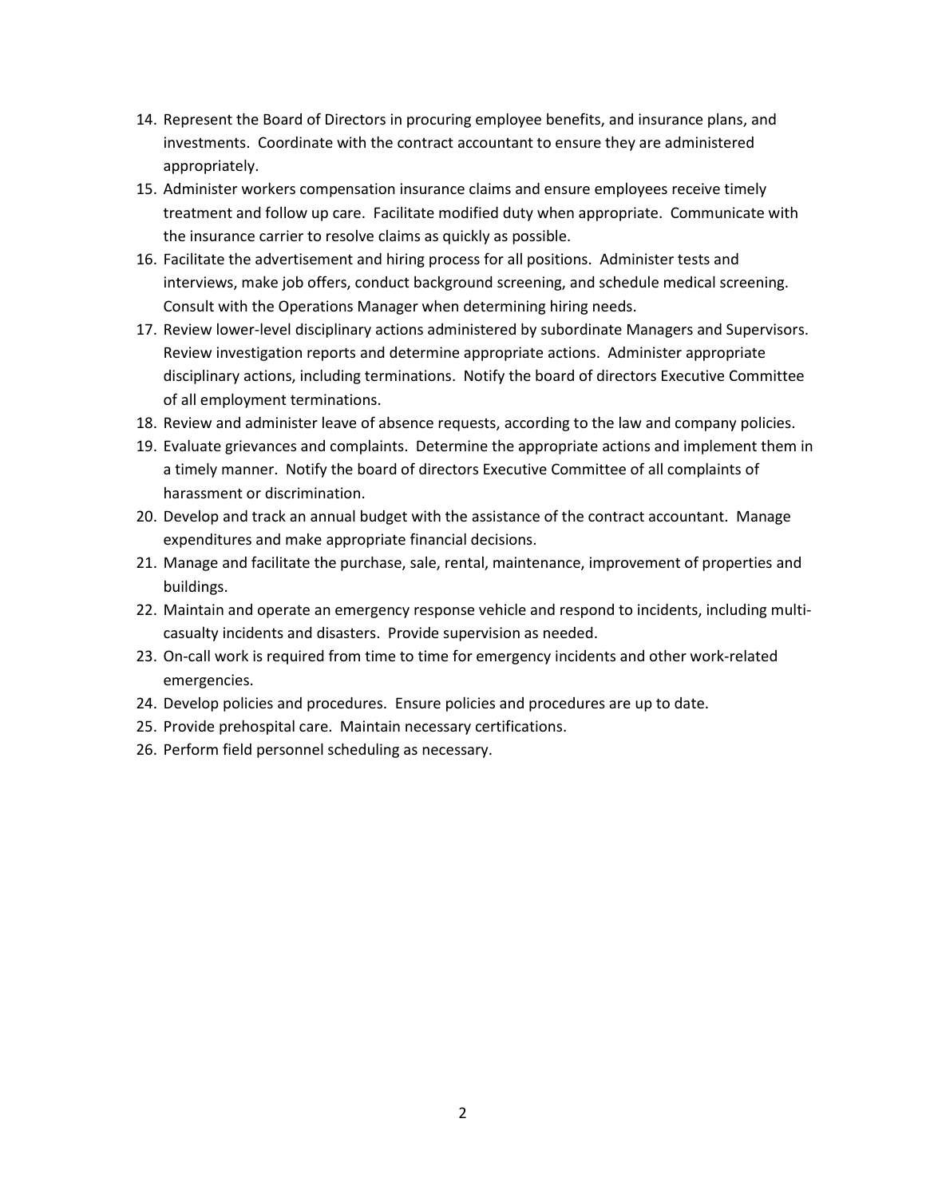14. Represent the Board of Directors in procuring employee benefits, and insurance plans, and investments. Coordinate with the contract accountant to ensure they are administered appropriately.
15. Administer workers compensation insurance claims and ensure employees receive timely treatment and follow up care. Facilitate modified duty when appropriate. Communicate with the insurance carrier to resolve claims as quickly as possible.
16. Facilitate the advertisement and hiring process for all positions. Administer tests and interviews, make job offers, conduct background screening, and schedule medical screening. Consult with the Operations Manager when determining hiring needs.
17. Review lower-level disciplinary actions administered by subordinate Managers and Supervisors. Review investigation reports and determine appropriate actions. Administer appropriate disciplinary actions, including terminations. Notify the board of directors Executive Committee of all employment terminations.
18. Review and administer leave of absence requests, according to the law and company policies.
19. Evaluate grievances and complaints. Determine the appropriate actions and implement them in a timely manner. Notify the board of directors Executive Committee of all complaints of harassment or discrimination.
20. Develop and track an annual budget with the assistance of the contract accountant. Manage expenditures and make appropriate financial decisions.
21. Manage and facilitate the purchase, sale, rental, maintenance, improvement of properties and buildings.
22. Maintain and operate an emergency response vehicle and respond to incidents, including multi-casualty incidents and disasters. Provide supervision as needed.
23. On-call work is required from time to time for emergency incidents and other work-related emergencies.
24. Develop policies and procedures. Ensure policies and procedures are up to date.
25. Provide prehospital care. Maintain necessary certifications.
26. Perform field personnel scheduling as necessary.